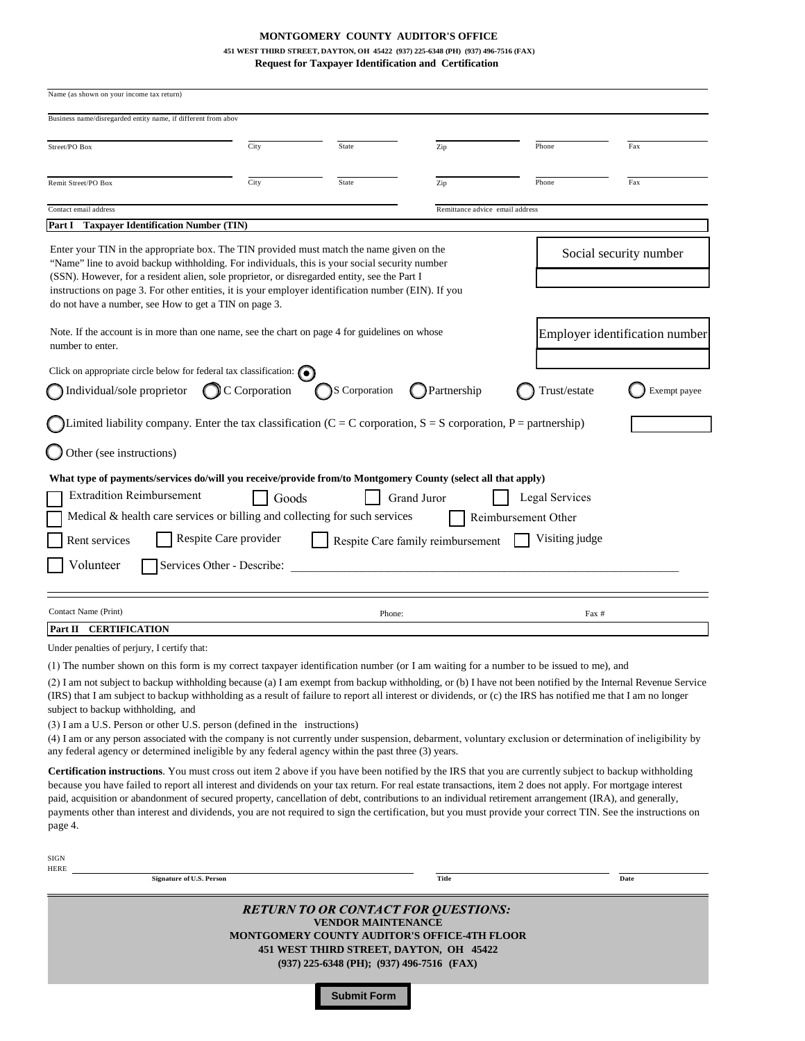**MONTGOMERY COUNTY AUDITOR'S OFFICE**

**451 WEST THIRD STREET, DAYTON, OH 45422 (937) 225-6348 (PH) (937) 496-7516 (FAX)**

**Request for Taxpayer Identification and Certification**

Name (as shown on your income tax return) ______________________________

Business name/disregarded entity name, if different from abov ______________________________

| Street/PO Box | City | State | Zip | Phone | Fax |
|---|---|---|---|---|---|
| | | | | | |

| Remit Street/PO Box | City | State | Zip | Phone | Fax |
|---|---|---|---|---|---|
| | | | | | |

Contact email address ______________________________ Remittance advice email address ______________________________

**Part I Taxpayer Identification Number (TIN)**

Enter your TIN in the appropriate box. The TIN provided must match the name given on the "Name" line to avoid backup withholding. For individuals, this is your social security number (SSN). However, for a resident alien, sole proprietor, or disregarded entity, see the Part I instructions on page 3. For other entities, it is your employer identification number (EIN). If you do not have a number, see How to get a TIN on page 3.

Social security number: ______________________________

Note. If the account is in more than one name, see the chart on page 4 for guidelines on whose number to enter.

Employer identification number: ______________________________

Click on appropriate circle below for federal tax classification: (•)

( ) Individual/sole proprietor ( ) C Corporation ( ) S Corporation ( ) Partnership ( ) Trust/estate ( ) Exempt payee

( ) Limited liability company. Enter the tax classification (C = C corporation, S = S corporation, P = partnership) ________

( ) Other (see instructions)

**What type of payments/services do/will you receive/provide from/to Montgomery County (select all that apply)**

- [ ] Extradition Reimbursement
- [ ] Goods
- [ ] Grand Juror
- [ ] Legal Services
- [ ] Medical & health care services or billing and collecting for such services
- [ ] Reimbursement Other
- [ ] Rent services
- [ ] Respite Care provider
- [ ] Respite Care family reimbursement
- [ ] Visiting judge
- [ ] Volunteer
- [ ] Services Other - Describe: ______________________________

Contact Name (Print) ______________________________ Phone: ______________ Fax # ______________

**Part II CERTIFICATION**

Under penalties of perjury, I certify that:

(1) The number shown on this form is my correct taxpayer identification number (or I am waiting for a number to be issued to me), and

(2) I am not subject to backup withholding because (a) I am exempt from backup withholding, or (b) I have not been notified by the Internal Revenue Service (IRS) that I am subject to backup withholding as a result of failure to report all interest or dividends, or (c) the IRS has notified me that I am no longer subject to backup withholding, and

(3) I am a U.S. Person or other U.S. person (defined in the instructions)

(4) I am or any person associated with the company is not currently under suspension, debarment, voluntary exclusion or determination of ineligibility by any federal agency or determined ineligible by any federal agency within the past three (3) years.

**Certification instructions**. You must cross out item 2 above if you have been notified by the IRS that you are currently subject to backup withholding because you have failed to report all interest and dividends on your tax return. For real estate transactions, item 2 does not apply. For mortgage interest paid, acquisition or abandonment of secured property, cancellation of debt, contributions to an individual retirement arrangement (IRA), and generally, payments other than interest and dividends, you are not required to sign the certification, but you must provide your correct TIN. See the instructions on page 4.

SIGN HERE ______________________________ ______________________________ ______________

**Signature of U.S. Person** | **Title** | **Date**

***RETURN TO OR CONTACT FOR QUESTIONS:***

**VENDOR MAINTENANCE**

**MONTGOMERY COUNTY AUDITOR'S OFFICE-4TH FLOOR**

**451 WEST THIRD STREET, DAYTON, OH 45422**

**(937) 225-6348 (PH); (937) 496-7516 (FAX)**

**Submit Form**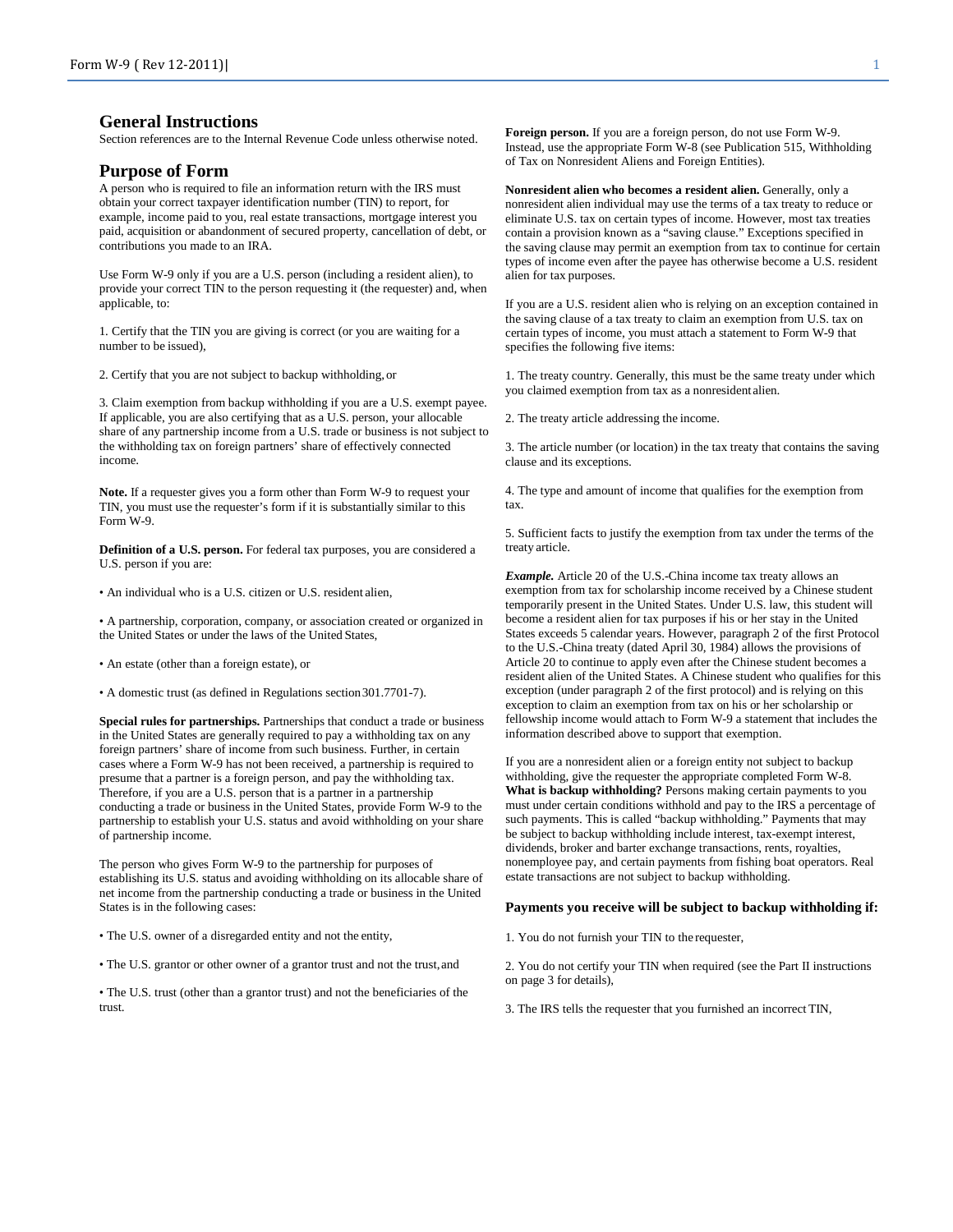## General Instructions

Section references are to the Internal Revenue Code unless otherwise noted.

## Purpose of Form

A person who is required to file an information return with the IRS must obtain your correct taxpayer identification number (TIN) to report, for example, income paid to you, real estate transactions, mortgage interest you paid, acquisition or abandonment of secured property, cancellation of debt, or contributions you made to an IRA.

Use Form W-9 only if you are a U.S. person (including a resident alien), to provide your correct TIN to the person requesting it (the requester) and, when applicable, to:

1. Certify that the TIN you are giving is correct (or you are waiting for a number to be issued),

2. Certify that you are not subject to backup withholding, or

3. Claim exemption from backup withholding if you are a U.S. exempt payee. If applicable, you are also certifying that as a U.S. person, your allocable share of any partnership income from a U.S. trade or business is not subject to the withholding tax on foreign partners' share of effectively connected income.

**Note.** If a requester gives you a form other than Form W-9 to request your TIN, you must use the requester's form if it is substantially similar to this Form W-9.

**Definition of a U.S. person.** For federal tax purposes, you are considered a U.S. person if you are:

- An individual who is a U.S. citizen or U.S. resident alien,
- A partnership, corporation, company, or association created or organized in the United States or under the laws of the United States,
- An estate (other than a foreign estate), or
- A domestic trust (as defined in Regulations section 301.7701-7).

**Special rules for partnerships.** Partnerships that conduct a trade or business in the United States are generally required to pay a withholding tax on any foreign partners' share of income from such business. Further, in certain cases where a Form W-9 has not been received, a partnership is required to presume that a partner is a foreign person, and pay the withholding tax. Therefore, if you are a U.S. person that is a partner in a partnership conducting a trade or business in the United States, provide Form W-9 to the partnership to establish your U.S. status and avoid withholding on your share of partnership income.

The person who gives Form W-9 to the partnership for purposes of establishing its U.S. status and avoiding withholding on its allocable share of net income from the partnership conducting a trade or business in the United States is in the following cases:

- The U.S. owner of a disregarded entity and not the entity,
- The U.S. grantor or other owner of a grantor trust and not the trust, and
- The U.S. trust (other than a grantor trust) and not the beneficiaries of the trust.

**Foreign person.** If you are a foreign person, do not use Form W-9. Instead, use the appropriate Form W-8 (see Publication 515, Withholding of Tax on Nonresident Aliens and Foreign Entities).

**Nonresident alien who becomes a resident alien.** Generally, only a nonresident alien individual may use the terms of a tax treaty to reduce or eliminate U.S. tax on certain types of income. However, most tax treaties contain a provision known as a "saving clause." Exceptions specified in the saving clause may permit an exemption from tax to continue for certain types of income even after the payee has otherwise become a U.S. resident alien for tax purposes.

If you are a U.S. resident alien who is relying on an exception contained in the saving clause of a tax treaty to claim an exemption from U.S. tax on certain types of income, you must attach a statement to Form W-9 that specifies the following five items:

1. The treaty country. Generally, this must be the same treaty under which you claimed exemption from tax as a nonresident alien.

2. The treaty article addressing the income.

3. The article number (or location) in the tax treaty that contains the saving clause and its exceptions.

4. The type and amount of income that qualifies for the exemption from tax.

5. Sufficient facts to justify the exemption from tax under the terms of the treaty article.

***Example.*** Article 20 of the U.S.-China income tax treaty allows an exemption from tax for scholarship income received by a Chinese student temporarily present in the United States. Under U.S. law, this student will become a resident alien for tax purposes if his or her stay in the United States exceeds 5 calendar years. However, paragraph 2 of the first Protocol to the U.S.-China treaty (dated April 30, 1984) allows the provisions of Article 20 to continue to apply even after the Chinese student becomes a resident alien of the United States. A Chinese student who qualifies for this exception (under paragraph 2 of the first protocol) and is relying on this exception to claim an exemption from tax on his or her scholarship or fellowship income would attach to Form W-9 a statement that includes the information described above to support that exemption.

If you are a nonresident alien or a foreign entity not subject to backup withholding, give the requester the appropriate completed Form W-8.

**What is backup withholding?** Persons making certain payments to you must under certain conditions withhold and pay to the IRS a percentage of such payments. This is called "backup withholding." Payments that may be subject to backup withholding include interest, tax-exempt interest, dividends, broker and barter exchange transactions, rents, royalties, nonemployee pay, and certain payments from fishing boat operators. Real estate transactions are not subject to backup withholding.

**Payments you receive will be subject to backup withholding if:**

1. You do not furnish your TIN to the requester,

2. You do not certify your TIN when required (see the Part II instructions on page 3 for details),

3. The IRS tells the requester that you furnished an incorrect TIN,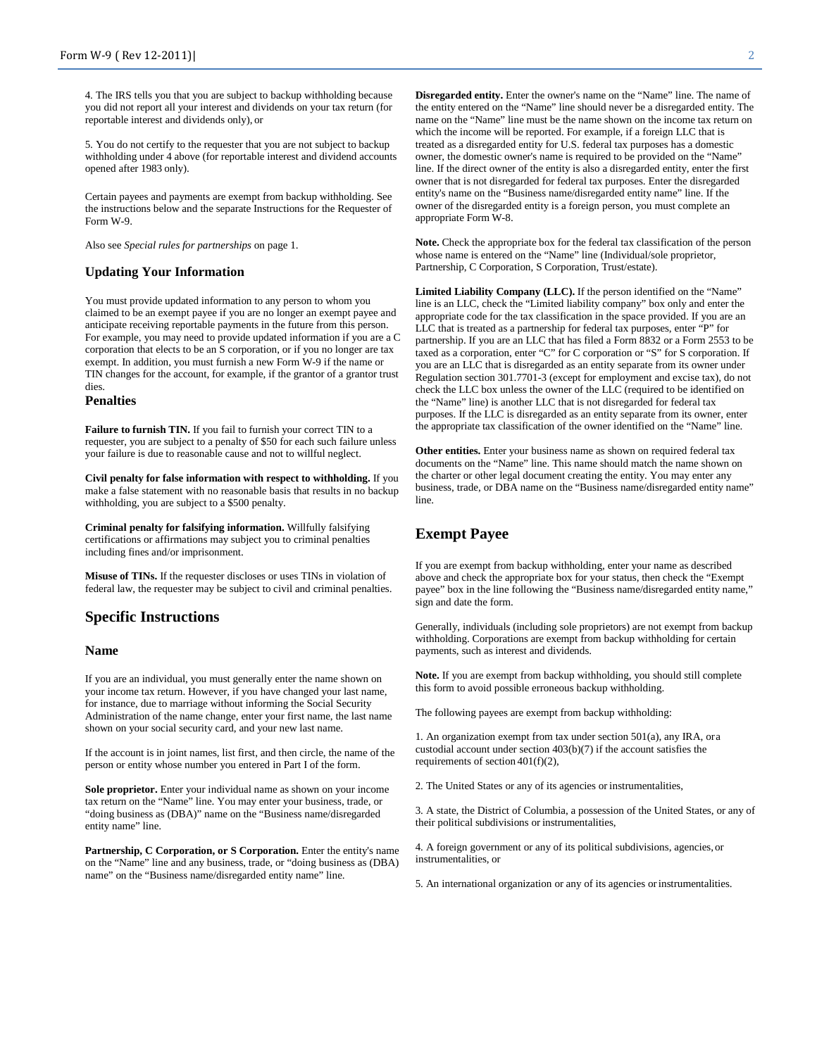4. The IRS tells you that you are subject to backup withholding because you did not report all your interest and dividends on your tax return (for reportable interest and dividends only), or

5. You do not certify to the requester that you are not subject to backup withholding under 4 above (for reportable interest and dividend accounts opened after 1983 only).

Certain payees and payments are exempt from backup withholding. See the instructions below and the separate Instructions for the Requester of Form W-9.

Also see *Special rules for partnerships* on page 1.

### Updating Your Information

You must provide updated information to any person to whom you claimed to be an exempt payee if you are no longer an exempt payee and anticipate receiving reportable payments in the future from this person. For example, you may need to provide updated information if you are a C corporation that elects to be an S corporation, or if you no longer are tax exempt. In addition, you must furnish a new Form W-9 if the name or TIN changes for the account, for example, if the grantor of a grantor trust dies.

### Penalties

**Failure to furnish TIN.** If you fail to furnish your correct TIN to a requester, you are subject to a penalty of $50 for each such failure unless your failure is due to reasonable cause and not to willful neglect.

**Civil penalty for false information with respect to withholding.** If you make a false statement with no reasonable basis that results in no backup withholding, you are subject to a $500 penalty.

**Criminal penalty for falsifying information.** Willfully falsifying certifications or affirmations may subject you to criminal penalties including fines and/or imprisonment.

**Misuse of TINs.** If the requester discloses or uses TINs in violation of federal law, the requester may be subject to civil and criminal penalties.

## Specific Instructions

### Name

If you are an individual, you must generally enter the name shown on your income tax return. However, if you have changed your last name, for instance, due to marriage without informing the Social Security Administration of the name change, enter your first name, the last name shown on your social security card, and your new last name.

If the account is in joint names, list first, and then circle, the name of the person or entity whose number you entered in Part I of the form.

**Sole proprietor.** Enter your individual name as shown on your income tax return on the "Name" line. You may enter your business, trade, or "doing business as (DBA)" name on the "Business name/disregarded entity name" line.

**Partnership, C Corporation, or S Corporation.** Enter the entity's name on the "Name" line and any business, trade, or "doing business as (DBA) name" on the "Business name/disregarded entity name" line.

**Disregarded entity.** Enter the owner's name on the "Name" line. The name of the entity entered on the "Name" line should never be a disregarded entity. The name on the "Name" line must be the name shown on the income tax return on which the income will be reported. For example, if a foreign LLC that is treated as a disregarded entity for U.S. federal tax purposes has a domestic owner, the domestic owner's name is required to be provided on the "Name" line. If the direct owner of the entity is also a disregarded entity, enter the first owner that is not disregarded for federal tax purposes. Enter the disregarded entity's name on the "Business name/disregarded entity name" line. If the owner of the disregarded entity is a foreign person, you must complete an appropriate Form W-8.

**Note.** Check the appropriate box for the federal tax classification of the person whose name is entered on the "Name" line (Individual/sole proprietor, Partnership, C Corporation, S Corporation, Trust/estate).

**Limited Liability Company (LLC).** If the person identified on the "Name" line is an LLC, check the "Limited liability company" box only and enter the appropriate code for the tax classification in the space provided. If you are an LLC that is treated as a partnership for federal tax purposes, enter "P" for partnership. If you are an LLC that has filed a Form 8832 or a Form 2553 to be taxed as a corporation, enter "C" for C corporation or "S" for S corporation. If you are an LLC that is disregarded as an entity separate from its owner under Regulation section 301.7701-3 (except for employment and excise tax), do not check the LLC box unless the owner of the LLC (required to be identified on the "Name" line) is another LLC that is not disregarded for federal tax purposes. If the LLC is disregarded as an entity separate from its owner, enter the appropriate tax classification of the owner identified on the "Name" line.

**Other entities.** Enter your business name as shown on required federal tax documents on the "Name" line. This name should match the name shown on the charter or other legal document creating the entity. You may enter any business, trade, or DBA name on the "Business name/disregarded entity name" line.

## Exempt Payee

If you are exempt from backup withholding, enter your name as described above and check the appropriate box for your status, then check the "Exempt payee" box in the line following the "Business name/disregarded entity name," sign and date the form.

Generally, individuals (including sole proprietors) are not exempt from backup withholding. Corporations are exempt from backup withholding for certain payments, such as interest and dividends.

**Note.** If you are exempt from backup withholding, you should still complete this form to avoid possible erroneous backup withholding.

The following payees are exempt from backup withholding:

1. An organization exempt from tax under section 501(a), any IRA, or a custodial account under section 403(b)(7) if the account satisfies the requirements of section 401(f)(2),

2. The United States or any of its agencies or instrumentalities,

3. A state, the District of Columbia, a possession of the United States, or any of their political subdivisions or instrumentalities,

4. A foreign government or any of its political subdivisions, agencies, or instrumentalities, or

5. An international organization or any of its agencies or instrumentalities.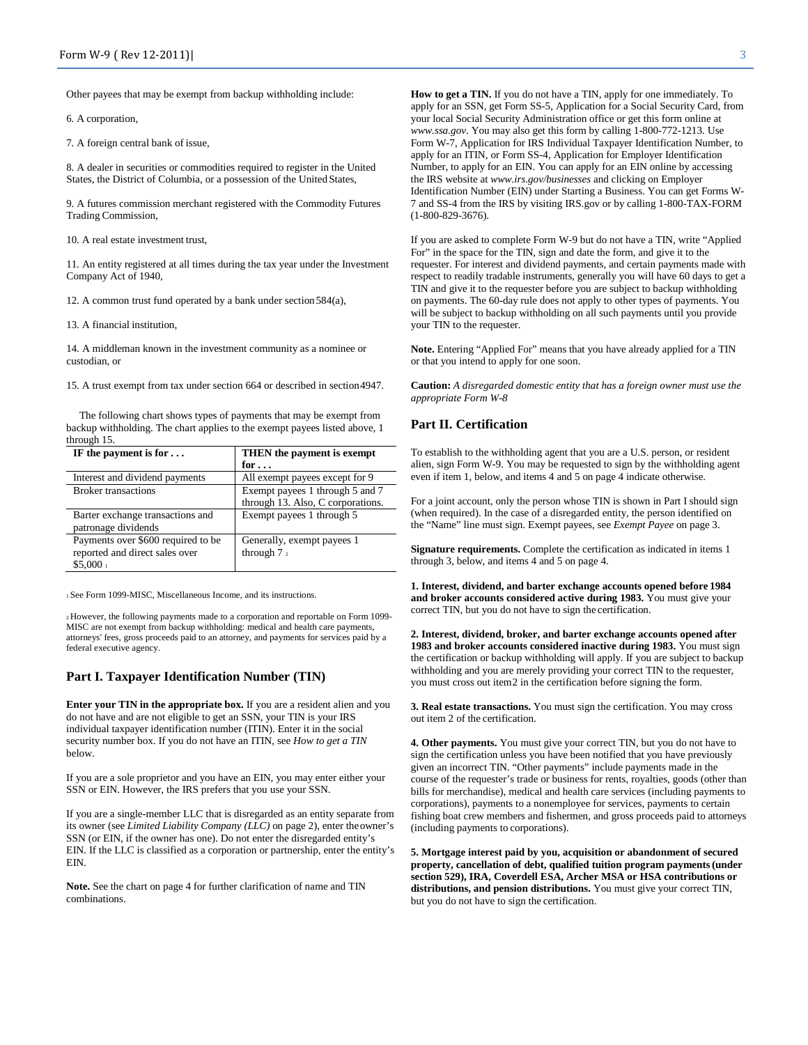Other payees that may be exempt from backup withholding include:

6. A corporation,

7. A foreign central bank of issue,

8. A dealer in securities or commodities required to register in the United States, the District of Columbia, or a possession of the United States,

9. A futures commission merchant registered with the Commodity Futures Trading Commission,

10. A real estate investment trust,

11. An entity registered at all times during the tax year under the Investment Company Act of 1940,

12. A common trust fund operated by a bank under section 584(a),

13. A financial institution,

14. A middleman known in the investment community as a nominee or custodian, or

15. A trust exempt from tax under section 664 or described in section 4947.

The following chart shows types of payments that may be exempt from backup withholding. The chart applies to the exempt payees listed above, 1 through 15.

| IF the payment is for . . . | THEN the payment is exempt for . . . |
|---|---|
| Interest and dividend payments | All exempt payees except for 9 |
| Broker transactions | Exempt payees 1 through 5 and 7 through 13. Also, C corporations. |
| Barter exchange transactions and patronage dividends | Exempt payees 1 through 5 |
| Payments over $600 required to be reported and direct sales over $5,000 [1] | Generally, exempt payees 1 through 7 [2] |

[1] See Form 1099-MISC, Miscellaneous Income, and its instructions.

[2] However, the following payments made to a corporation and reportable on Form 1099-MISC are not exempt from backup withholding: medical and health care payments, attorneys' fees, gross proceeds paid to an attorney, and payments for services paid by a federal executive agency.

## Part I. Taxpayer Identification Number (TIN)

**Enter your TIN in the appropriate box.** If you are a resident alien and you do not have and are not eligible to get an SSN, your TIN is your IRS individual taxpayer identification number (ITIN). Enter it in the social security number box. If you do not have an ITIN, see *How to get a TIN* below.

If you are a sole proprietor and you have an EIN, you may enter either your SSN or EIN. However, the IRS prefers that you use your SSN.

If you are a single-member LLC that is disregarded as an entity separate from its owner (see *Limited Liability Company (LLC)* on page 2), enter the owner's SSN (or EIN, if the owner has one). Do not enter the disregarded entity's EIN. If the LLC is classified as a corporation or partnership, enter the entity's EIN.

**Note.** See the chart on page 4 for further clarification of name and TIN combinations.

**How to get a TIN.** If you do not have a TIN, apply for one immediately. To apply for an SSN, get Form SS-5, Application for a Social Security Card, from your local Social Security Administration office or get this form online at *www.ssa.gov*. You may also get this form by calling 1-800-772-1213. Use Form W-7, Application for IRS Individual Taxpayer Identification Number, to apply for an ITIN, or Form SS-4, Application for Employer Identification Number, to apply for an EIN. You can apply for an EIN online by accessing the IRS website at *www.irs.gov/businesses* and clicking on Employer Identification Number (EIN) under Starting a Business. You can get Forms W-7 and SS-4 from the IRS by visiting IRS.gov or by calling 1-800-TAX-FORM (1-800-829-3676).

If you are asked to complete Form W-9 but do not have a TIN, write "Applied For" in the space for the TIN, sign and date the form, and give it to the requester. For interest and dividend payments, and certain payments made with respect to readily tradable instruments, generally you will have 60 days to get a TIN and give it to the requester before you are subject to backup withholding on payments. The 60-day rule does not apply to other types of payments. You will be subject to backup withholding on all such payments until you provide your TIN to the requester.

**Note.** Entering "Applied For" means that you have already applied for a TIN or that you intend to apply for one soon.

**Caution:** *A disregarded domestic entity that has a foreign owner must use the appropriate Form W-8*

## Part II. Certification

To establish to the withholding agent that you are a U.S. person, or resident alien, sign Form W-9. You may be requested to sign by the withholding agent even if item 1, below, and items 4 and 5 on page 4 indicate otherwise.

For a joint account, only the person whose TIN is shown in Part I should sign (when required). In the case of a disregarded entity, the person identified on the "Name" line must sign. Exempt payees, see *Exempt Payee* on page 3.

**Signature requirements.** Complete the certification as indicated in items 1 through 3, below, and items 4 and 5 on page 4.

**1. Interest, dividend, and barter exchange accounts opened before 1984 and broker accounts considered active during 1983.** You must give your correct TIN, but you do not have to sign the certification.

**2. Interest, dividend, broker, and barter exchange accounts opened after 1983 and broker accounts considered inactive during 1983.** You must sign the certification or backup withholding will apply. If you are subject to backup withholding and you are merely providing your correct TIN to the requester, you must cross out item2 in the certification before signing the form.

**3. Real estate transactions.** You must sign the certification. You may cross out item 2 of the certification.

**4. Other payments.** You must give your correct TIN, but you do not have to sign the certification unless you have been notified that you have previously given an incorrect TIN. "Other payments" include payments made in the course of the requester's trade or business for rents, royalties, goods (other than bills for merchandise), medical and health care services (including payments to corporations), payments to a nonemployee for services, payments to certain fishing boat crew members and fishermen, and gross proceeds paid to attorneys (including payments to corporations).

**5. Mortgage interest paid by you, acquisition or abandonment of secured property, cancellation of debt, qualified tuition program payments (under section 529), IRA, Coverdell ESA, Archer MSA or HSA contributions or distributions, and pension distributions.** You must give your correct TIN, but you do not have to sign the certification.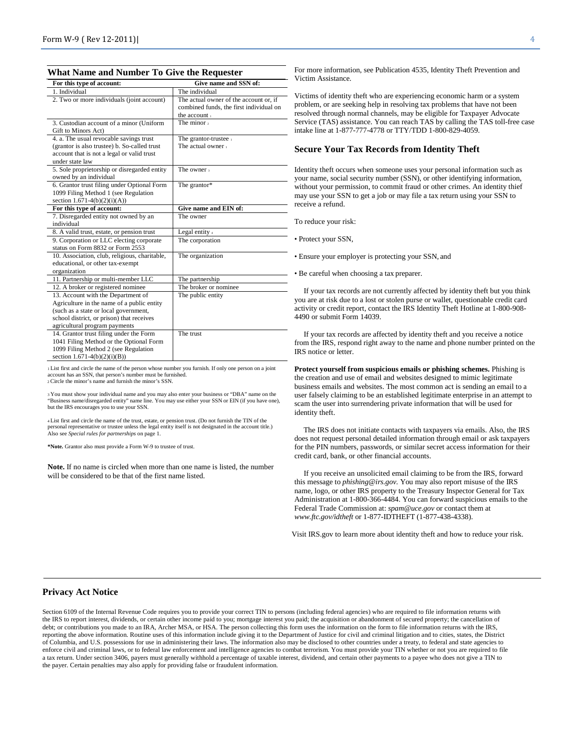## What Name and Number To Give the Requester

| For this type of account: | Give name and SSN of: |
|---|---|
| 1. Individual | The individual |
| 2. Two or more individuals (joint account) | The actual owner of the account or, if combined funds, the first individual on the account [1] |
| 3. Custodian account of a minor (Uniform Gift to Minors Act) | The minor [2] |
| 4. a. The usual revocable savings trust (grantor is also trustee) b. So-called trust account that is not a legal or valid trust under state law | The grantor-trustee [1] The actual owner [1] |
| 5. Sole proprietorship or disregarded entity owned by an individual | The owner [3] |
| 6. Grantor trust filing under Optional Form 1099 Filing Method 1 (see Regulation section 1.671-4(b)(2)(i)(A)) | The grantor* |
| **For this type of account:** | **Give name and EIN of:** |
| 7. Disregarded entity not owned by an individual | The owner |
| 8. A valid trust, estate, or pension trust | Legal entity [4] |
| 9. Corporation or LLC electing corporate status on Form 8832 or Form 2553 | The corporation |
| 10. Association, club, religious, charitable, educational, or other tax-exempt organization | The organization |
| 11. Partnership or multi-member LLC | The partnership |
| 12. A broker or registered nominee | The broker or nominee |
| 13. Account with the Department of Agriculture in the name of a public entity (such as a state or local government, school district, or prison) that receives agricultural program payments | The public entity |
| 14. Grantor trust filing under the Form 1041 Filing Method or the Optional Form 1099 Filing Method 2 (see Regulation section 1.671-4(b)(2)(i)(B)) | The trust |

[1] List first and circle the name of the person whose number you furnish. If only one person on a joint account has an SSN, that person's number must be furnished.
[2] Circle the minor's name and furnish the minor's SSN.

[3] You must show your individual name and you may also enter your business or "DBA" name on the "Business name/disregarded entity" name line. You may use either your SSN or EIN (if you have one), but the IRS encourages you to use your SSN.

[4] List first and circle the name of the trust, estate, or pension trust. (Do not furnish the TIN of the personal representative or trustee unless the legal entity itself is not designated in the account title.) Also see *Special rules for partnerships* on page 1.

**\*Note.** Grantor also must provide a Form W-9 to trustee of trust.

**Note.** If no name is circled when more than one name is listed, the number will be considered to be that of the first name listed.

For more information, see Publication 4535, Identity Theft Prevention and Victim Assistance.

Victims of identity theft who are experiencing economic harm or a system problem, or are seeking help in resolving tax problems that have not been resolved through normal channels, may be eligible for Taxpayer Advocate Service (TAS) assistance. You can reach TAS by calling the TAS toll-free case intake line at 1-877-777-4778 or TTY/TDD 1-800-829-4059.

## Secure Your Tax Records from Identity Theft

Identity theft occurs when someone uses your personal information such as your name, social security number (SSN), or other identifying information, without your permission, to commit fraud or other crimes. An identity thief may use your SSN to get a job or may file a tax return using your SSN to receive a refund.

To reduce your risk:

- Protect your SSN,
- Ensure your employer is protecting your SSN, and
- Be careful when choosing a tax preparer.

If your tax records are not currently affected by identity theft but you think you are at risk due to a lost or stolen purse or wallet, questionable credit card activity or credit report, contact the IRS Identity Theft Hotline at 1-800-908-4490 or submit Form 14039.

If your tax records are affected by identity theft and you receive a notice from the IRS, respond right away to the name and phone number printed on the IRS notice or letter.

**Protect yourself from suspicious emails or phishing schemes.** Phishing is the creation and use of email and websites designed to mimic legitimate business emails and websites. The most common act is sending an email to a user falsely claiming to be an established legitimate enterprise in an attempt to scam the user into surrendering private information that will be used for identity theft.

The IRS does not initiate contacts with taxpayers via emails. Also, the IRS does not request personal detailed information through email or ask taxpayers for the PIN numbers, passwords, or similar secret access information for their credit card, bank, or other financial accounts.

If you receive an unsolicited email claiming to be from the IRS, forward this message to *phishing@irs.gov*. You may also report misuse of the IRS name, logo, or other IRS property to the Treasury Inspector General for Tax Administration at 1-800-366-4484. You can forward suspicious emails to the Federal Trade Commission at: *spam@uce.gov* or contact them at *www.ftc.gov/idtheft* or 1-877-IDTHEFT (1-877-438-4338).

Visit IRS.gov to learn more about identity theft and how to reduce your risk.

## Privacy Act Notice

Section 6109 of the Internal Revenue Code requires you to provide your correct TIN to persons (including federal agencies) who are required to file information returns with the IRS to report interest, dividends, or certain other income paid to you; mortgage interest you paid; the acquisition or abandonment of secured property; the cancellation of debt; or contributions you made to an IRA, Archer MSA, or HSA. The person collecting this form uses the information on the form to file information returns with the IRS, reporting the above information. Routine uses of this information include giving it to the Department of Justice for civil and criminal litigation and to cities, states, the District of Columbia, and U.S. possessions for use in administering their laws. The information also may be disclosed to other countries under a treaty, to federal and state agencies to enforce civil and criminal laws, or to federal law enforcement and intelligence agencies to combat terrorism. You must provide your TIN whether or not you are required to file a tax return. Under section 3406, payers must generally withhold a percentage of taxable interest, dividend, and certain other payments to a payee who does not give a TIN to the payer. Certain penalties may also apply for providing false or fraudulent information.